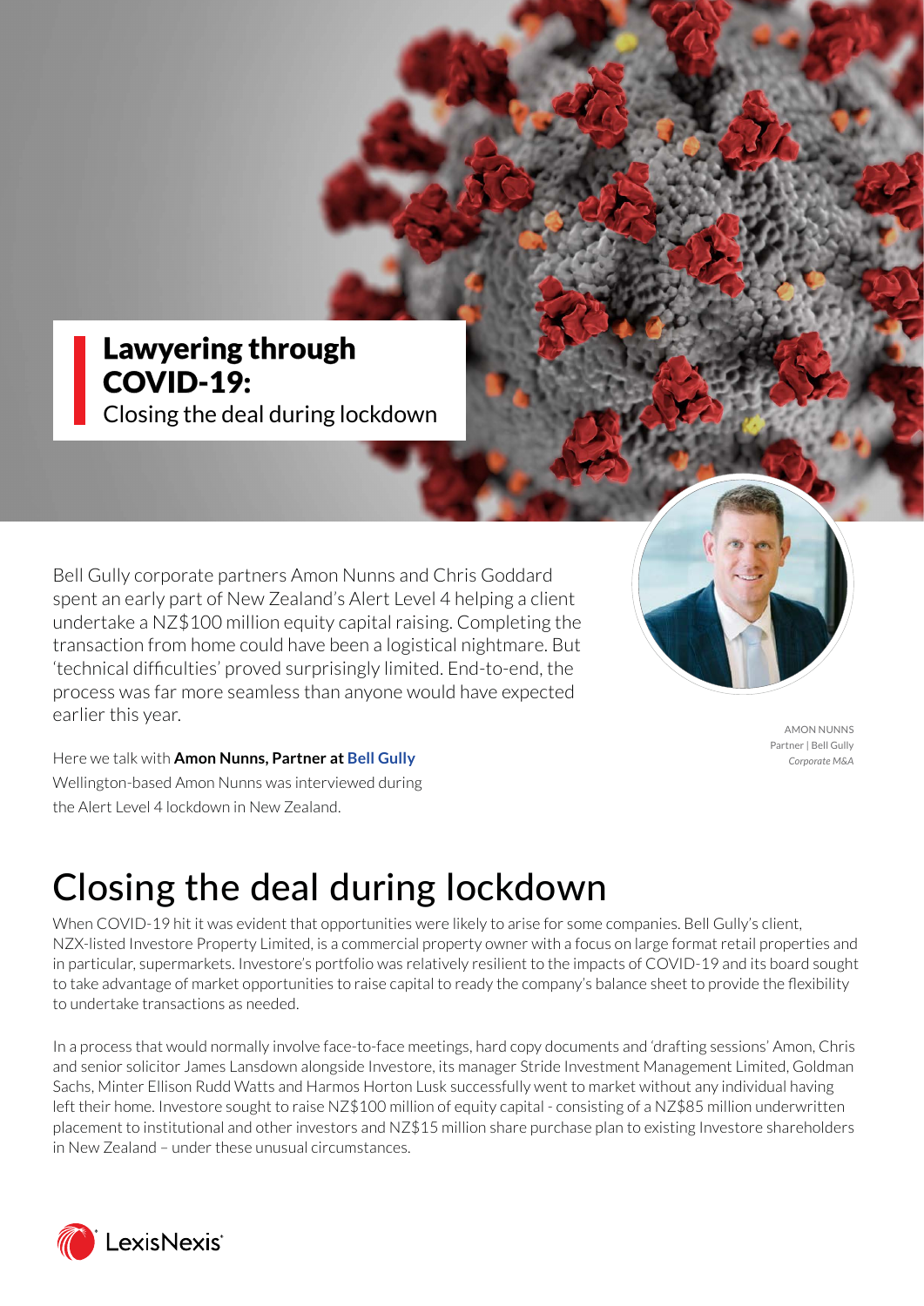# Lawyering through COVID-19:

Closing the deal during lockdown

Bell Gully corporate partners Amon Nunns and Chris Goddard spent an early part of New Zealand's Alert Level 4 helping a client undertake a NZ$100 million equity capital raising. Completing the transaction from home could have been a logistical nightmare. But 'technical difficulties' proved surprisingly limited. End-to-end, the process was far more seamless than anyone would have expected earlier this year.

AMON NUNNS
Partner | Bell Gully
*Corporate M&A*

Here we talk with **Amon Nunns, Partner at Bell Gully**
Wellington-based Amon Nunns was interviewed during the Alert Level 4 lockdown in New Zealand.

## Closing the deal during lockdown

When COVID-19 hit it was evident that opportunities were likely to arise for some companies. Bell Gully's client, NZX-listed Investore Property Limited, is a commercial property owner with a focus on large format retail properties and in particular, supermarkets. Investore's portfolio was relatively resilient to the impacts of COVID-19 and its board sought to take advantage of market opportunities to raise capital to ready the company's balance sheet to provide the flexibility to undertake transactions as needed.

In a process that would normally involve face-to-face meetings, hard copy documents and 'drafting sessions' Amon, Chris and senior solicitor James Lansdown alongside Investore, its manager Stride Investment Management Limited, Goldman Sachs, Minter Ellison Rudd Watts and Harmos Horton Lusk successfully went to market without any individual having left their home. Investore sought to raise NZ$100 million of equity capital - consisting of a NZ$85 million underwritten placement to institutional and other investors and NZ$15 million share purchase plan to existing Investore shareholders in New Zealand – under these unusual circumstances.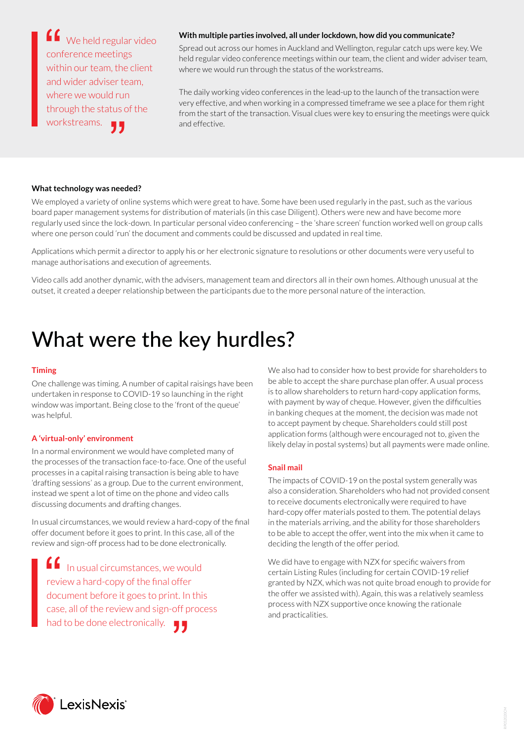> We held regular video conference meetings within our team, the client and wider adviser team, where we would run through the status of the workstreams.

**With multiple parties involved, all under lockdown, how did you communicate?**

Spread out across our homes in Auckland and Wellington, regular catch ups were key. We held regular video conference meetings within our team, the client and wider adviser team, where we would run through the status of the workstreams.

The daily working video conferences in the lead-up to the launch of the transaction were very effective, and when working in a compressed timeframe we see a place for them right from the start of the transaction. Visual clues were key to ensuring the meetings were quick and effective.

**What technology was needed?**

We employed a variety of online systems which were great to have. Some have been used regularly in the past, such as the various board paper management systems for distribution of materials (in this case Diligent). Others were new and have become more regularly used since the lock-down. In particular personal video conferencing – the 'share screen' function worked well on group calls where one person could 'run' the document and comments could be discussed and updated in real time.

Applications which permit a director to apply his or her electronic signature to resolutions or other documents were very useful to manage authorisations and execution of agreements.

Video calls add another dynamic, with the advisers, management team and directors all in their own homes. Although unusual at the outset, it created a deeper relationship between the participants due to the more personal nature of the interaction.

# What were the key hurdles?

### Timing

One challenge was timing. A number of capital raisings have been undertaken in response to COVID-19 so launching in the right window was important. Being close to the 'front of the queue' was helpful.

### A 'virtual-only' environment

In a normal environment we would have completed many of the processes of the transaction face-to-face. One of the useful processes in a capital raising transaction is being able to have 'drafting sessions' as a group. Due to the current environment, instead we spent a lot of time on the phone and video calls discussing documents and drafting changes.

In usual circumstances, we would review a hard-copy of the final offer document before it goes to print. In this case, all of the review and sign-off process had to be done electronically.

> In usual circumstances, we would review a hard-copy of the final offer document before it goes to print. In this case, all of the review and sign-off process had to be done electronically.

We also had to consider how to best provide for shareholders to be able to accept the share purchase plan offer. A usual process is to allow shareholders to return hard-copy application forms, with payment by way of cheque. However, given the difficulties in banking cheques at the moment, the decision was made not to accept payment by cheque. Shareholders could still post application forms (although were encouraged not to, given the likely delay in postal systems) but all payments were made online.

### Snail mail

The impacts of COVID-19 on the postal system generally was also a consideration. Shareholders who had not provided consent to receive documents electronically were required to have hard-copy offer materials posted to them. The potential delays in the materials arriving, and the ability for those shareholders to be able to accept the offer, went into the mix when it came to deciding the length of the offer period.

We did have to engage with NZX for specific waivers from certain Listing Rules (including for certain COVID-19 relief granted by NZX, which was not quite broad enough to provide for the offer we assisted with). Again, this was a relatively seamless process with NZX supportive once knowing the rationale and practicalities.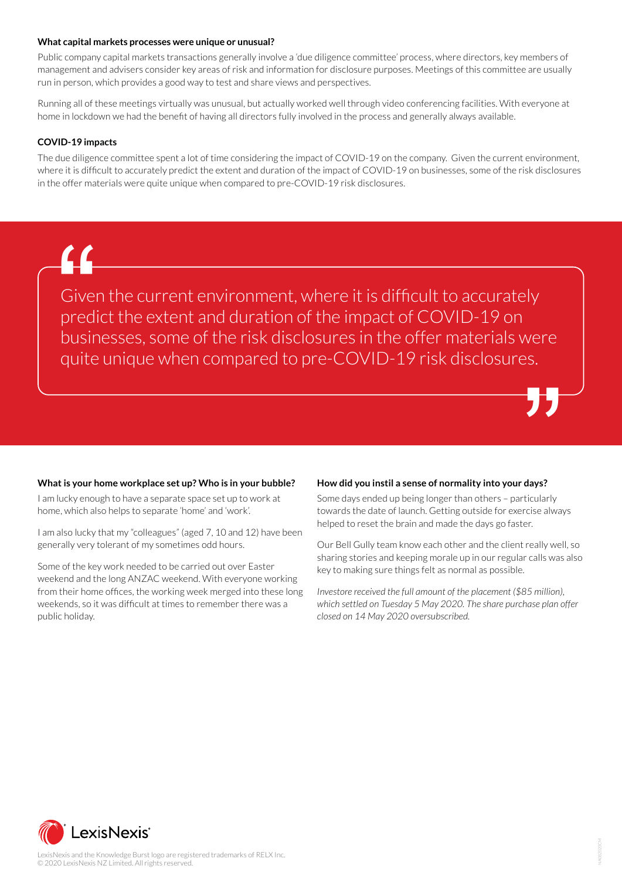### What capital markets processes were unique or unusual?

Public company capital markets transactions generally involve a 'due diligence committee' process, where directors, key members of management and advisers consider key areas of risk and information for disclosure purposes. Meetings of this committee are usually run in person, which provides a good way to test and share views and perspectives.

Running all of these meetings virtually was unusual, but actually worked well through video conferencing facilities. With everyone at home in lockdown we had the benefit of having all directors fully involved in the process and generally always available.

### COVID-19 impacts

The due diligence committee spent a lot of time considering the impact of COVID-19 on the company. Given the current environment, where it is difficult to accurately predict the extent and duration of the impact of COVID-19 on businesses, some of the risk disclosures in the offer materials were quite unique when compared to pre-COVID-19 risk disclosures.

> "Given the current environment, where it is difficult to accurately predict the extent and duration of the impact of COVID-19 on businesses, some of the risk disclosures in the offer materials were quite unique when compared to pre-COVID-19 risk disclosures."

### What is your home workplace set up? Who is in your bubble?

I am lucky enough to have a separate space set up to work at home, which also helps to separate 'home' and 'work'.

I am also lucky that my "colleagues" (aged 7, 10 and 12) have been generally very tolerant of my sometimes odd hours.

Some of the key work needed to be carried out over Easter weekend and the long ANZAC weekend. With everyone working from their home offices, the working week merged into these long weekends, so it was difficult at times to remember there was a public holiday.

### How did you instil a sense of normality into your days?

Some days ended up being longer than others – particularly towards the date of launch. Getting outside for exercise always helped to reset the brain and made the days go faster.

Our Bell Gully team know each other and the client really well, so sharing stories and keeping morale up in our regular calls was also key to making sure things felt as normal as possible.

*Investore received the full amount of the placement ($85 million), which settled on Tuesday 5 May 2020. The share purchase plan offer closed on 14 May 2020 oversubscribed.*

LexisNexis

LexisNexis and the Knowledge Burst logo are registered trademarks of RELX Inc.
© 2020 LexisNexis NZ Limited. All rights reserved.